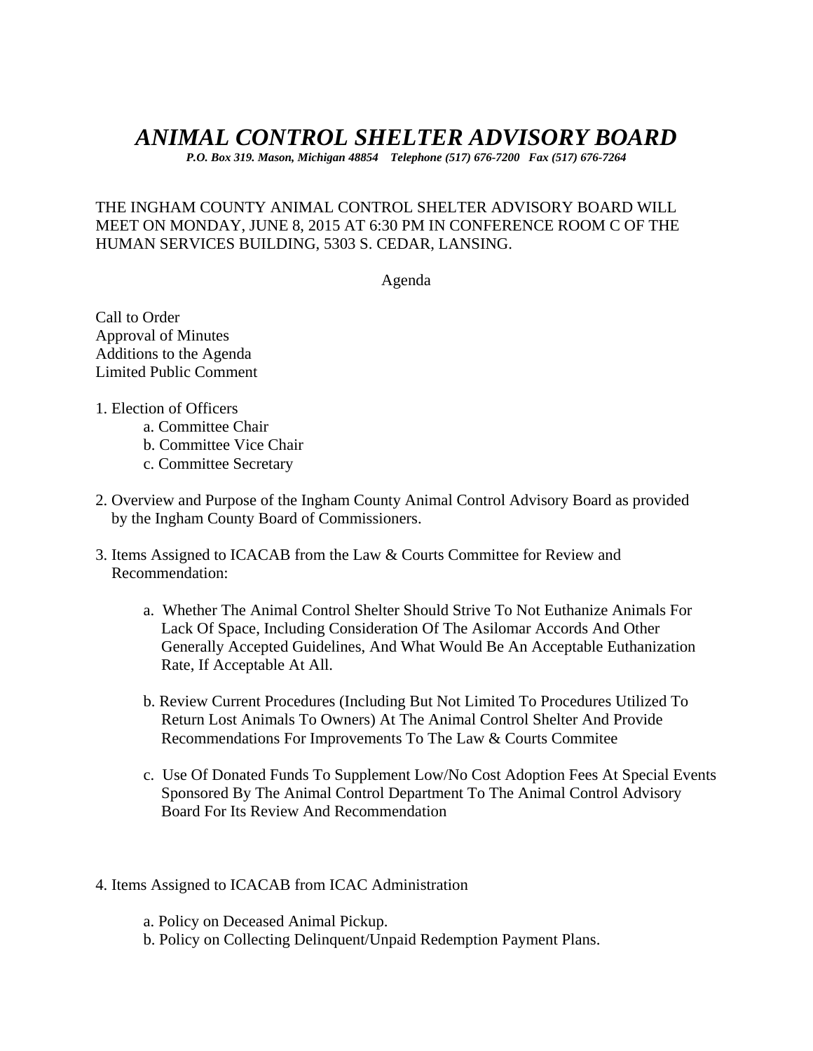# *ANIMAL CONTROL SHELTER ADVISORY BOARD*

***P.O. Box 319. Mason, Michigan 48854 Telephone (517) 676-7200 Fax (517) 676-7264***

THE INGHAM COUNTY ANIMAL CONTROL SHELTER ADVISORY BOARD WILL MEET ON MONDAY, JUNE 8, 2015 AT 6:30 PM IN CONFERENCE ROOM C OF THE HUMAN SERVICES BUILDING, 5303 S. CEDAR, LANSING.

Agenda

Call to Order
Approval of Minutes
Additions to the Agenda
Limited Public Comment

1. Election of Officers
    - a. Committee Chair
    - b. Committee Vice Chair
    - c. Committee Secretary

2. Overview and Purpose of the Ingham County Animal Control Advisory Board as provided by the Ingham County Board of Commissioners.

3. Items Assigned to ICACAB from the Law & Courts Committee for Review and Recommendation:

    - a. Whether The Animal Control Shelter Should Strive To Not Euthanize Animals For Lack Of Space, Including Consideration Of The Asilomar Accords And Other Generally Accepted Guidelines, And What Would Be An Acceptable Euthanization Rate, If Acceptable At All.

    - b. Review Current Procedures (Including But Not Limited To Procedures Utilized To Return Lost Animals To Owners) At The Animal Control Shelter And Provide Recommendations For Improvements To The Law & Courts Commitee

    - c. Use Of Donated Funds To Supplement Low/No Cost Adoption Fees At Special Events Sponsored By The Animal Control Department To The Animal Control Advisory Board For Its Review And Recommendation

4. Items Assigned to ICACAB from ICAC Administration

    - a. Policy on Deceased Animal Pickup.
    - b. Policy on Collecting Delinquent/Unpaid Redemption Payment Plans.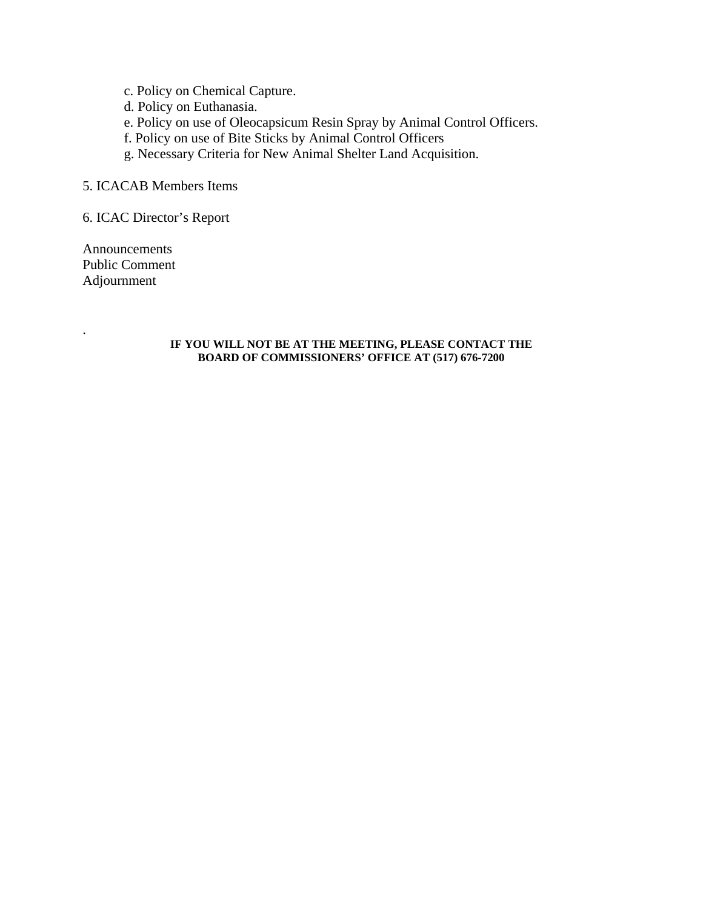c. Policy on Chemical Capture.
d. Policy on Euthanasia.
e. Policy on use of Oleocapsicum Resin Spray by Animal Control Officers.
f. Policy on use of Bite Sticks by Animal Control Officers
g. Necessary Criteria for New Animal Shelter Land Acquisition.

5. ICACAB Members Items

6. ICAC Director's Report

Announcements
Public Comment
Adjournment

.

**IF YOU WILL NOT BE AT THE MEETING, PLEASE CONTACT THE BOARD OF COMMISSIONERS' OFFICE AT (517) 676-7200**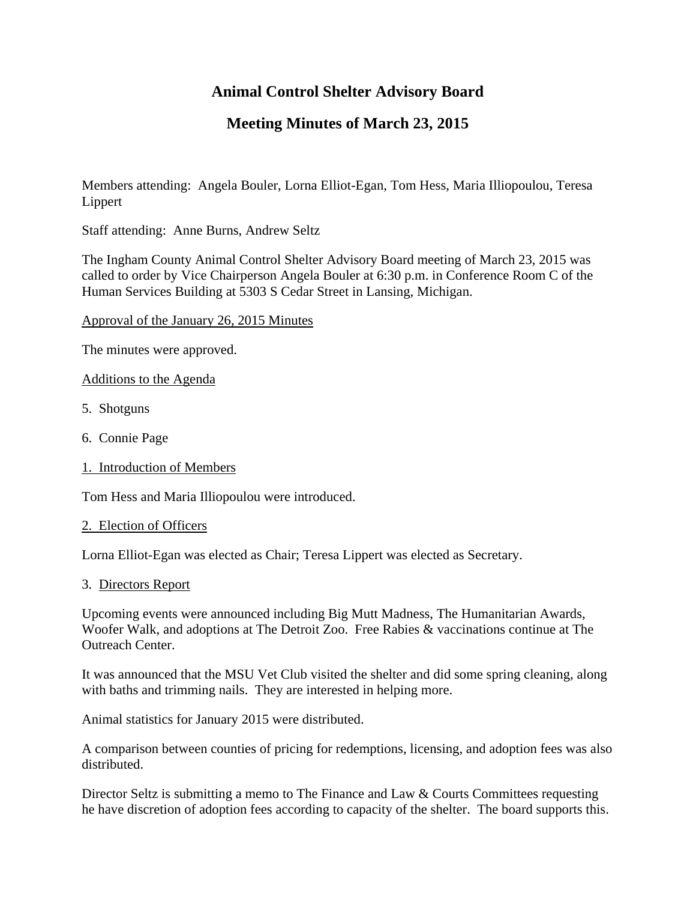# Animal Control Shelter Advisory Board

## Meeting Minutes of March 23, 2015

Members attending: Angela Bouler, Lorna Elliot-Egan, Tom Hess, Maria Illiopoulou, Teresa Lippert

Staff attending: Anne Burns, Andrew Seltz

The Ingham County Animal Control Shelter Advisory Board meeting of March 23, 2015 was called to order by Vice Chairperson Angela Bouler at 6:30 p.m. in Conference Room C of the Human Services Building at 5303 S Cedar Street in Lansing, Michigan.

<u>Approval of the January 26, 2015 Minutes</u>

The minutes were approved.

<u>Additions to the Agenda</u>

5. Shotguns

6. Connie Page

<u>1. Introduction of Members</u>

Tom Hess and Maria Illiopoulou were introduced.

<u>2. Election of Officers</u>

Lorna Elliot-Egan was elected as Chair; Teresa Lippert was elected as Secretary.

3. <u>Directors Report</u>

Upcoming events were announced including Big Mutt Madness, The Humanitarian Awards, Woofer Walk, and adoptions at The Detroit Zoo. Free Rabies & vaccinations continue at The Outreach Center.

It was announced that the MSU Vet Club visited the shelter and did some spring cleaning, along with baths and trimming nails. They are interested in helping more.

Animal statistics for January 2015 were distributed.

A comparison between counties of pricing for redemptions, licensing, and adoption fees was also distributed.

Director Seltz is submitting a memo to The Finance and Law & Courts Committees requesting he have discretion of adoption fees according to capacity of the shelter. The board supports this.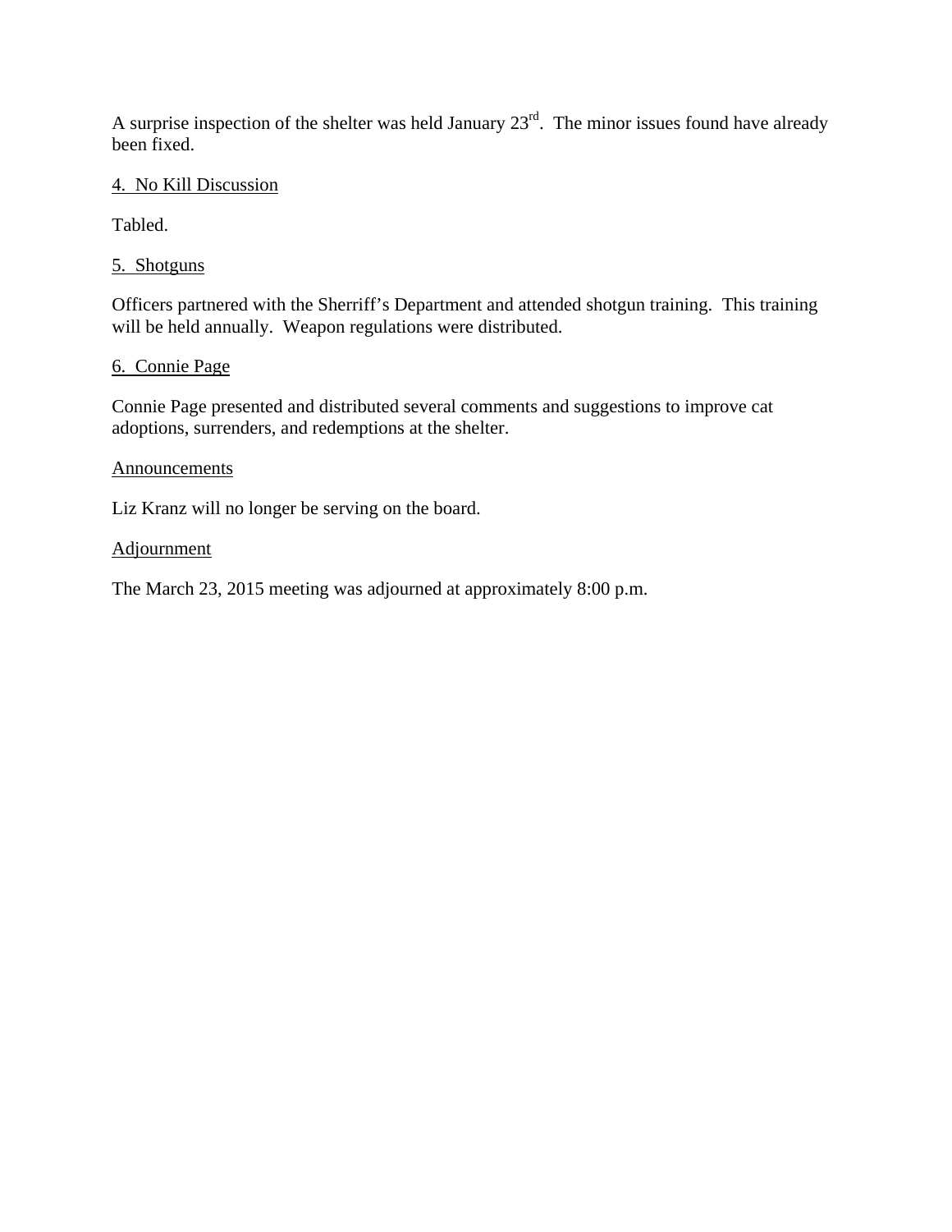A surprise inspection of the shelter was held January 23rd. The minor issues found have already been fixed.

4. No Kill Discussion

Tabled.

5. Shotguns

Officers partnered with the Sherriff's Department and attended shotgun training. This training will be held annually. Weapon regulations were distributed.

6. Connie Page

Connie Page presented and distributed several comments and suggestions to improve cat adoptions, surrenders, and redemptions at the shelter.

Announcements

Liz Kranz will no longer be serving on the board.

Adjournment

The March 23, 2015 meeting was adjourned at approximately 8:00 p.m.